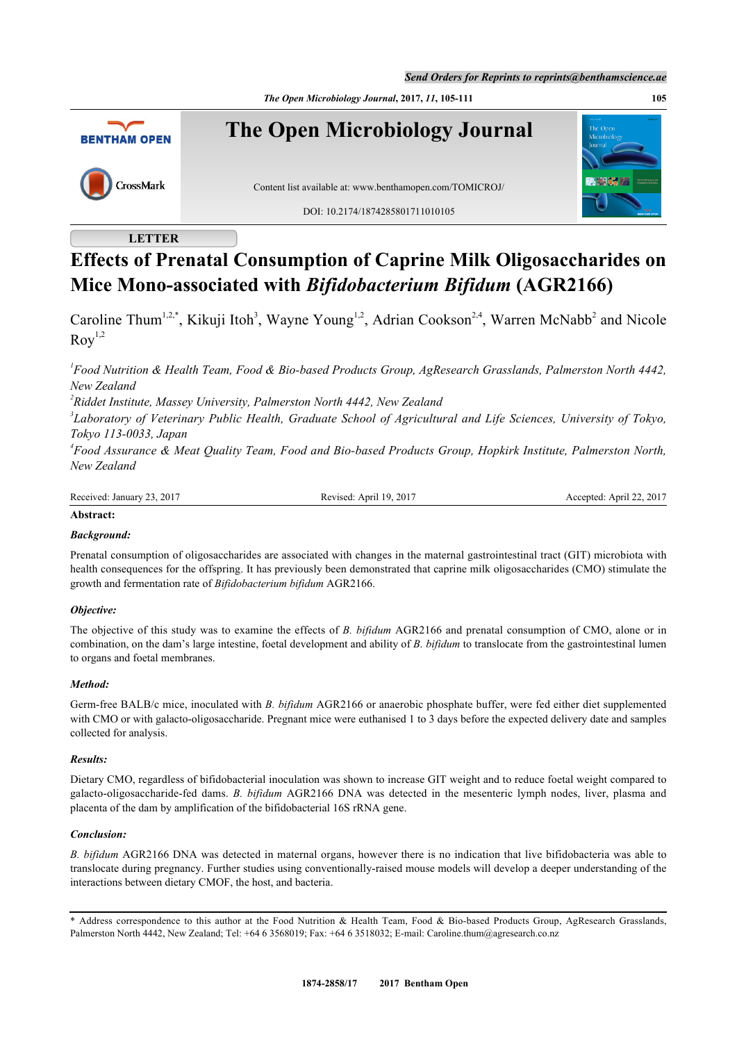LETTER

# Effects of Prenatal Consumption of Caprine Milk Oligosaccharides on Mice Mono-associated with *Bifidobacterium Bifidum* (AGR2166)

Caroline Thum[1,2,*], Kikuji Itoh[3], Wayne Young[1,2], Adrian Cookson[2,4], Warren McNabb[2] and Nicole Roy[1,2]

[1]*Food Nutrition & Health Team, Food & Bio-based Products Group, AgResearch Grasslands, Palmerston North 4442, New Zealand*

[2]*Riddet Institute, Massey University, Palmerston North 4442, New Zealand*

[3]*Laboratory of Veterinary Public Health, Graduate School of Agricultural and Life Sciences, University of Tokyo, Tokyo 113-0033, Japan*

[4]*Food Assurance & Meat Quality Team, Food and Bio-based Products Group, Hopkirk Institute, Palmerston North, New Zealand*

Received: January 23, 2017 Revised: April 19, 2017 Accepted: April 22, 2017

**Abstract:**

***Background:***

Prenatal consumption of oligosaccharides are associated with changes in the maternal gastrointestinal tract (GIT) microbiota with health consequences for the offspring. It has previously been demonstrated that caprine milk oligosaccharides (CMO) stimulate the growth and fermentation rate of *Bifidobacterium bifidum* AGR2166.

***Objective:***

The objective of this study was to examine the effects of *B. bifidum* AGR2166 and prenatal consumption of CMO, alone or in combination, on the dam's large intestine, foetal development and ability of *B. bifidum* to translocate from the gastrointestinal lumen to organs and foetal membranes.

***Method:***

Germ-free BALB/c mice, inoculated with *B. bifidum* AGR2166 or anaerobic phosphate buffer, were fed either diet supplemented with CMO or with galacto-oligosaccharide. Pregnant mice were euthanised 1 to 3 days before the expected delivery date and samples collected for analysis.

***Results:***

Dietary CMO, regardless of bifidobacterial inoculation was shown to increase GIT weight and to reduce foetal weight compared to galacto-oligosaccharide-fed dams. *B. bifidum* AGR2166 DNA was detected in the mesenteric lymph nodes, liver, plasma and placenta of the dam by amplification of the bifidobacterial 16S rRNA gene.

***Conclusion:***

*B. bifidum* AGR2166 DNA was detected in maternal organs, however there is no indication that live bifidobacteria was able to translocate during pregnancy. Further studies using conventionally-raised mouse models will develop a deeper understanding of the interactions between dietary CMOF, the host, and bacteria.

\* Address correspondence to this author at the Food Nutrition & Health Team, Food & Bio-based Products Group, AgResearch Grasslands, Palmerston North 4442, New Zealand; Tel: +64 6 3568019; Fax: +64 6 3518032; E-mail: Caroline.thum@agresearch.co.nz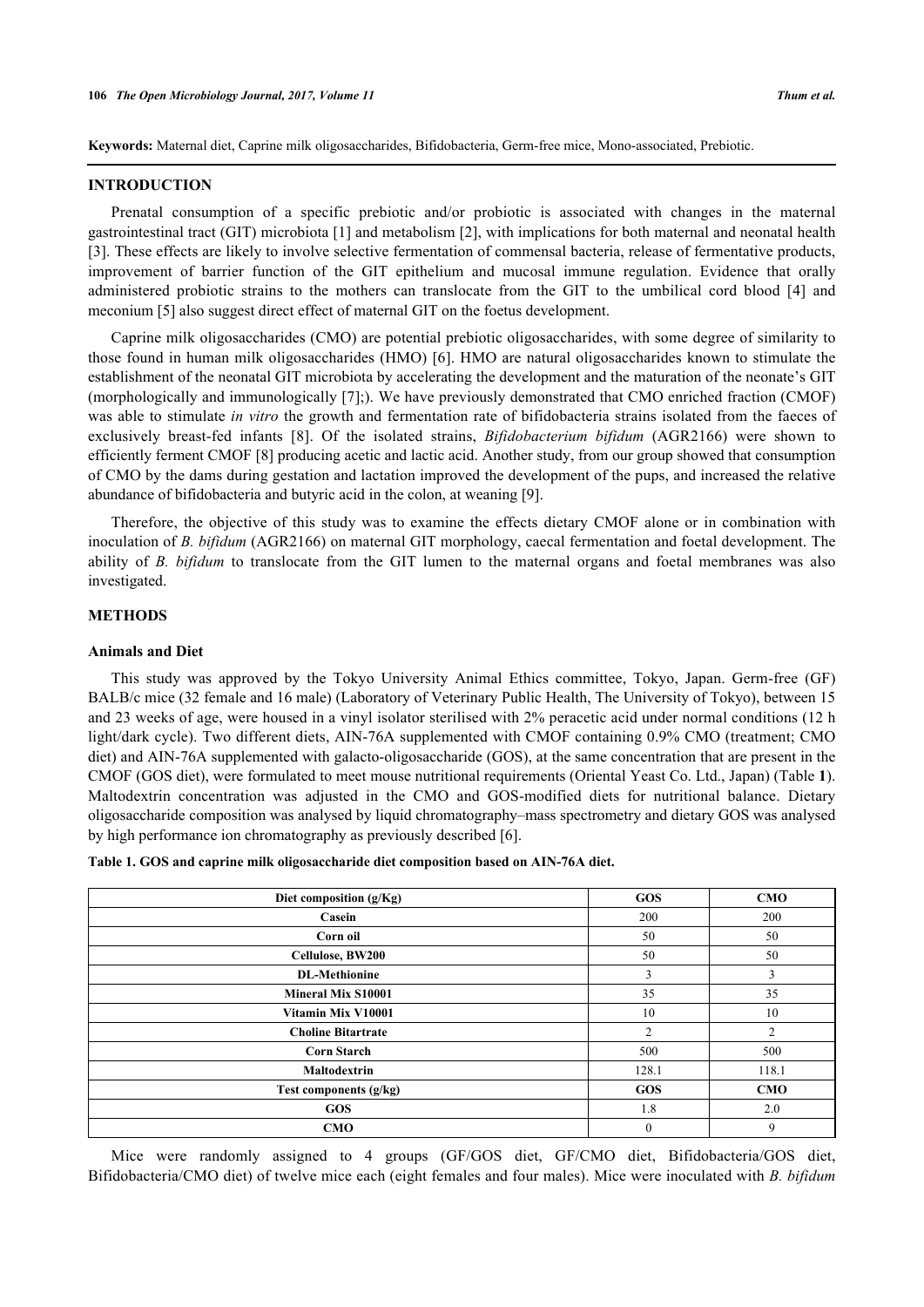**Keywords:** Maternal diet, Caprine milk oligosaccharides, Bifidobacteria, Germ-free mice, Mono-associated, Prebiotic.

## INTRODUCTION

Prenatal consumption of a specific prebiotic and/or probiotic is associated with changes in the maternal gastrointestinal tract (GIT) microbiota [1] and metabolism [2], with implications for both maternal and neonatal health [3]. These effects are likely to involve selective fermentation of commensal bacteria, release of fermentative products, improvement of barrier function of the GIT epithelium and mucosal immune regulation. Evidence that orally administered probiotic strains to the mothers can translocate from the GIT to the umbilical cord blood [4] and meconium [5] also suggest direct effect of maternal GIT on the foetus development.

Caprine milk oligosaccharides (CMO) are potential prebiotic oligosaccharides, with some degree of similarity to those found in human milk oligosaccharides (HMO) [6]. HMO are natural oligosaccharides known to stimulate the establishment of the neonatal GIT microbiota by accelerating the development and the maturation of the neonate's GIT (morphologically and immunologically [7];). We have previously demonstrated that CMO enriched fraction (CMOF) was able to stimulate *in vitro* the growth and fermentation rate of bifidobacteria strains isolated from the faeces of exclusively breast-fed infants [8]. Of the isolated strains, *Bifidobacterium bifidum* (AGR2166) were shown to efficiently ferment CMOF [8] producing acetic and lactic acid. Another study, from our group showed that consumption of CMO by the dams during gestation and lactation improved the development of the pups, and increased the relative abundance of bifidobacteria and butyric acid in the colon, at weaning [9].

Therefore, the objective of this study was to examine the effects dietary CMOF alone or in combination with inoculation of *B. bifidum* (AGR2166) on maternal GIT morphology, caecal fermentation and foetal development. The ability of *B. bifidum* to translocate from the GIT lumen to the maternal organs and foetal membranes was also investigated.

## METHODS

### Animals and Diet

This study was approved by the Tokyo University Animal Ethics committee, Tokyo, Japan. Germ-free (GF) BALB/c mice (32 female and 16 male) (Laboratory of Veterinary Public Health, The University of Tokyo), between 15 and 23 weeks of age, were housed in a vinyl isolator sterilised with 2% peracetic acid under normal conditions (12 h light/dark cycle). Two different diets, AIN-76A supplemented with CMOF containing 0.9% CMO (treatment; CMO diet) and AIN-76A supplemented with galacto-oligosaccharide (GOS), at the same concentration that are present in the CMOF (GOS diet), were formulated to meet mouse nutritional requirements (Oriental Yeast Co. Ltd., Japan) (Table **1**). Maltodextrin concentration was adjusted in the CMO and GOS-modified diets for nutritional balance. Dietary oligosaccharide composition was analysed by liquid chromatography–mass spectrometry and dietary GOS was analysed by high performance ion chromatography as previously described [6].

**Table 1. GOS and caprine milk oligosaccharide diet composition based on AIN-76A diet.**

| Diet composition (g/Kg) | GOS | CMO |
|---|---|---|
| Casein | 200 | 200 |
| Corn oil | 50 | 50 |
| Cellulose, BW200 | 50 | 50 |
| DL-Methionine | 3 | 3 |
| Mineral Mix S10001 | 35 | 35 |
| Vitamin Mix V10001 | 10 | 10 |
| Choline Bitartrate | 2 | 2 |
| Corn Starch | 500 | 500 |
| Maltodextrin | 128.1 | 118.1 |
| **Test components (g/kg)** | **GOS** | **CMO** |
| GOS | 1.8 | 2.0 |
| CMO | 0 | 9 |

Mice were randomly assigned to 4 groups (GF/GOS diet, GF/CMO diet, Bifidobacteria/GOS diet, Bifidobacteria/CMO diet) of twelve mice each (eight females and four males). Mice were inoculated with *B. bifidum*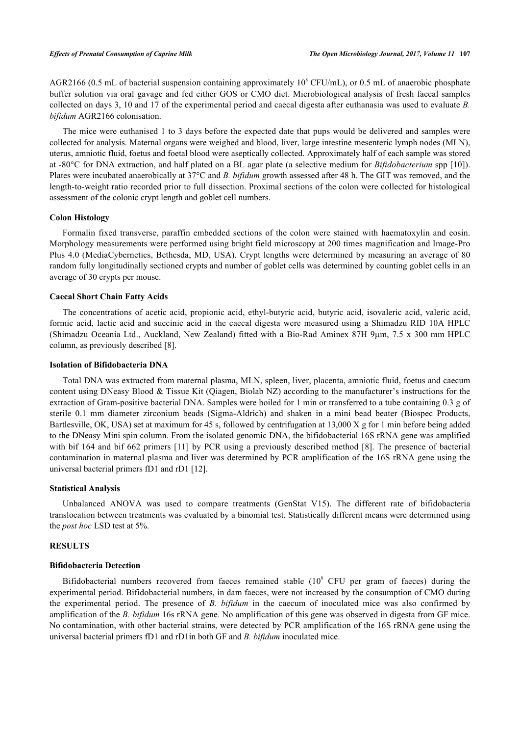AGR2166 (0.5 mL of bacterial suspension containing approximately $10^8$ CFU/mL), or 0.5 mL of anaerobic phosphate buffer solution via oral gavage and fed either GOS or CMO diet. Microbiological analysis of fresh faecal samples collected on days 3, 10 and 17 of the experimental period and caecal digesta after euthanasia was used to evaluate *B. bifidum* AGR2166 colonisation.

The mice were euthanised 1 to 3 days before the expected date that pups would be delivered and samples were collected for analysis. Maternal organs were weighed and blood, liver, large intestine mesenteric lymph nodes (MLN), uterus, amniotic fluid, foetus and foetal blood were aseptically collected. Approximately half of each sample was stored at -80°C for DNA extraction, and half plated on a BL agar plate (a selective medium for *Bifidobacterium* spp [10]). Plates were incubated anaerobically at 37°C and *B. bifidum* growth assessed after 48 h. The GIT was removed, and the length-to-weight ratio recorded prior to full dissection. Proximal sections of the colon were collected for histological assessment of the colonic crypt length and goblet cell numbers.

### Colon Histology

Formalin fixed transverse, paraffin embedded sections of the colon were stained with haematoxylin and eosin. Morphology measurements were performed using bright field microscopy at 200 times magnification and Image-Pro Plus 4.0 (MediaCybernetics, Bethesda, MD, USA). Crypt lengths were determined by measuring an average of 80 random fully longitudinally sectioned crypts and number of goblet cells was determined by counting goblet cells in an average of 30 crypts per mouse.

### Caecal Short Chain Fatty Acids

The concentrations of acetic acid, propionic acid, ethyl-butyric acid, butyric acid, isovaleric acid, valeric acid, formic acid, lactic acid and succinic acid in the caecal digesta were measured using a Shimadzu RID 10A HPLC (Shimadzu Oceania Ltd., Auckland, New Zealand) fitted with a Bio-Rad Aminex 87H 9µm, 7.5 x 300 mm HPLC column, as previously described [8].

### Isolation of Bifidobacteria DNA

Total DNA was extracted from maternal plasma, MLN, spleen, liver, placenta, amniotic fluid, foetus and caecum content using DNeasy Blood & Tissue Kit (Qiagen, Biolab NZ) according to the manufacturer's instructions for the extraction of Gram-positive bacterial DNA. Samples were boiled for 1 min or transferred to a tube containing 0.3 g of sterile 0.1 mm diameter zirconium beads (Sigma-Aldrich) and shaken in a mini bead beater (Biospec Products, Bartlesville, OK, USA) set at maximum for 45 s, followed by centrifugation at 13,000 X g for 1 min before being added to the DNeasy Mini spin column. From the isolated genomic DNA, the bifidobacterial 16S rRNA gene was amplified with bif 164 and bif 662 primers [11] by PCR using a previously described method [8]. The presence of bacterial contamination in maternal plasma and liver was determined by PCR amplification of the 16S rRNA gene using the universal bacterial primers fD1 and rD1 [12].

### Statistical Analysis

Unbalanced ANOVA was used to compare treatments (GenStat V15). The different rate of bifidobacteria translocation between treatments was evaluated by a binomial test. Statistically different means were determined using the *post hoc* LSD test at 5%.

## RESULTS

### Bifidobacteria Detection

Bifidobacterial numbers recovered from faeces remained stable ($10^8$ CFU per gram of faeces) during the experimental period. Bifidobacterial numbers, in dam faeces, were not increased by the consumption of CMO during the experimental period. The presence of *B. bifidum* in the caecum of inoculated mice was also confirmed by amplification of the *B. bifidum* 16s rRNA gene. No amplification of this gene was observed in digesta from GF mice. No contamination, with other bacterial strains, were detected by PCR amplification of the 16S rRNA gene using the universal bacterial primers fD1 and rD1in both GF and *B. bifidum* inoculated mice.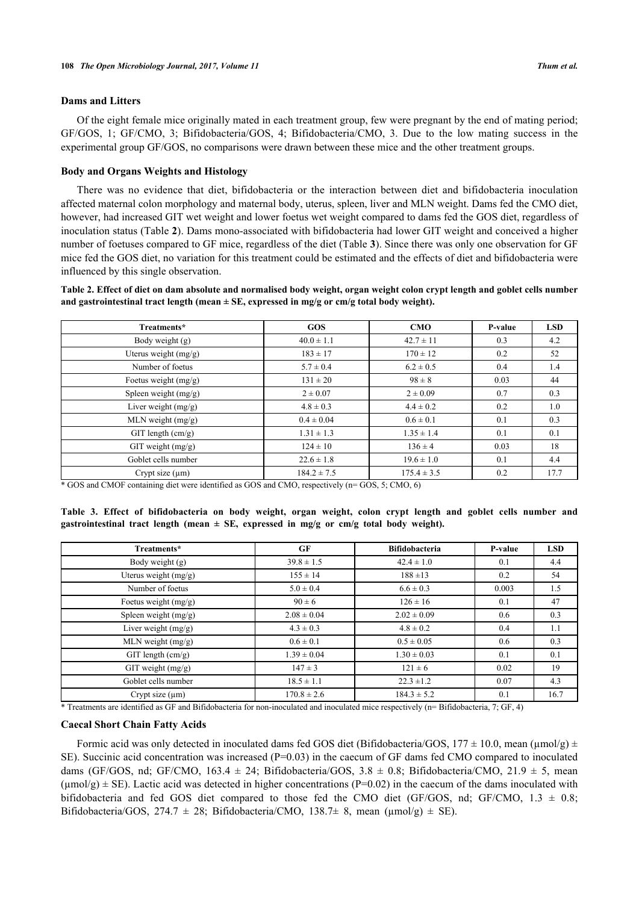### Dams and Litters

Of the eight female mice originally mated in each treatment group, few were pregnant by the end of mating period; GF/GOS, 1; GF/CMO, 3; Bifidobacteria/GOS, 4; Bifidobacteria/CMO, 3. Due to the low mating success in the experimental group GF/GOS, no comparisons were drawn between these mice and the other treatment groups.

### Body and Organs Weights and Histology

There was no evidence that diet, bifidobacteria or the interaction between diet and bifidobacteria inoculation affected maternal colon morphology and maternal body, uterus, spleen, liver and MLN weight. Dams fed the CMO diet, however, had increased GIT wet weight and lower foetus wet weight compared to dams fed the GOS diet, regardless of inoculation status (Table **2**). Dams mono-associated with bifidobacteria had lower GIT weight and conceived a higher number of foetuses compared to GF mice, regardless of the diet (Table **3**). Since there was only one observation for GF mice fed the GOS diet, no variation for this treatment could be estimated and the effects of diet and bifidobacteria were influenced by this single observation.

**Table 2. Effect of diet on dam absolute and normalised body weight, organ weight colon crypt length and goblet cells number and gastrointestinal tract length (mean ± SE, expressed in mg/g or cm/g total body weight).**

| Treatments* | GOS | CMO | P-value | LSD |
|---|---|---|---|---|
| Body weight (g) | 40.0 ± 1.1 | 42.7 ± 11 | 0.3 | 4.2 |
| Uterus weight (mg/g) | 183 ± 17 | 170 ± 12 | 0.2 | 52 |
| Number of foetus | 5.7 ± 0.4 | 6.2 ± 0.5 | 0.4 | 1.4 |
| Foetus weight (mg/g) | 131 ± 20 | 98 ± 8 | 0.03 | 44 |
| Spleen weight (mg/g) | 2 ± 0.07 | 2 ± 0.09 | 0.7 | 0.3 |
| Liver weight (mg/g) | 4.8 ± 0.3 | 4.4 ± 0.2 | 0.2 | 1.0 |
| MLN weight (mg/g) | 0.4 ± 0.04 | 0.6 ± 0.1 | 0.1 | 0.3 |
| GIT length (cm/g) | 1.31 ± 1.3 | 1.35 ± 1.4 | 0.1 | 0.1 |
| GIT weight (mg/g) | 124 ± 10 | 136 ± 4 | 0.03 | 18 |
| Goblet cells number | 22.6 ± 1.8 | 19.6 ± 1.0 | 0.1 | 4.4 |
| Crypt size (µm) | 184.2 ± 7.5 | 175.4 ± 3.5 | 0.2 | 17.7 |

\* GOS and CMOF containing diet were identified as GOS and CMO, respectively (n= GOS, 5; CMO, 6)

**Table 3. Effect of bifidobacteria on body weight, organ weight, colon crypt length and goblet cells number and gastrointestinal tract length (mean ± SE, expressed in mg/g or cm/g total body weight).**

| Treatments* | GF | Bifidobacteria | P-value | LSD |
|---|---|---|---|---|
| Body weight (g) | 39.8 ± 1.5 | 42.4 ± 1.0 | 0.1 | 4.4 |
| Uterus weight (mg/g) | 155 ± 14 | 188 ±13 | 0.2 | 54 |
| Number of foetus | 5.0 ± 0.4 | 6.6 ± 0.3 | 0.003 | 1.5 |
| Foetus weight (mg/g) | 90 ± 6 | 126 ± 16 | 0.1 | 47 |
| Spleen weight (mg/g) | 2.08 ± 0.04 | 2.02 ± 0.09 | 0.6 | 0.3 |
| Liver weight (mg/g) | 4.3 ± 0.3 | 4.8 ± 0.2 | 0.4 | 1.1 |
| MLN weight (mg/g) | 0.6 ± 0.1 | 0.5 ± 0.05 | 0.6 | 0.3 |
| GIT length (cm/g) | 1.39 ± 0.04 | 1.30 ± 0.03 | 0.1 | 0.1 |
| GIT weight (mg/g) | 147 ± 3 | 121 ± 6 | 0.02 | 19 |
| Goblet cells number | 18.5 ± 1.1 | 22.3 ±1.2 | 0.07 | 4.3 |
| Crypt size (µm) | 170.8 ± 2.6 | 184.3 ± 5.2 | 0.1 | 16.7 |

\* Treatments are identified as GF and Bifidobacteria for non-inoculated and inoculated mice respectively (n= Bifidobacteria, 7; GF, 4)

### Caecal Short Chain Fatty Acids

Formic acid was only detected in inoculated dams fed GOS diet (Bifidobacteria/GOS, 177 ± 10.0, mean (µmol/g) ± SE). Succinic acid concentration was increased (P=0.03) in the caecum of GF dams fed CMO compared to inoculated dams (GF/GOS, nd; GF/CMO, 163.4 ± 24; Bifidobacteria/GOS, 3.8 ± 0.8; Bifidobacteria/CMO, 21.9 ± 5, mean (µmol/g) ± SE). Lactic acid was detected in higher concentrations (P=0.02) in the caecum of the dams inoculated with bifidobacteria and fed GOS diet compared to those fed the CMO diet (GF/GOS, nd; GF/CMO, 1.3 ± 0.8; Bifidobacteria/GOS, 274.7 ± 28; Bifidobacteria/CMO, 138.7± 8, mean (µmol/g) ± SE).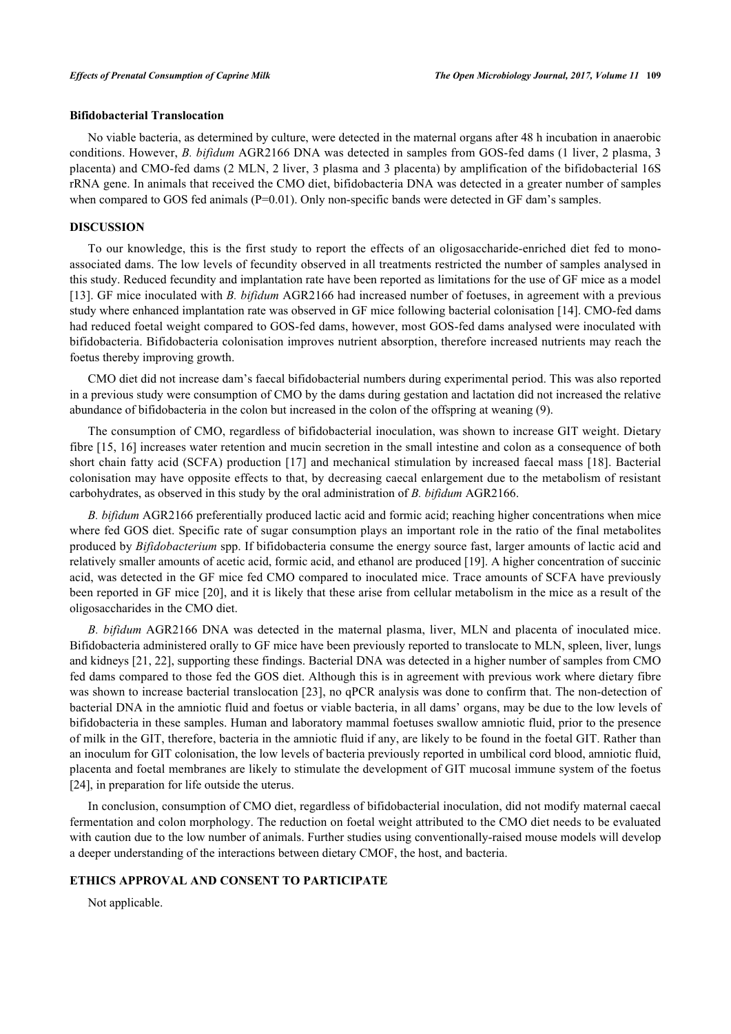### Bifidobacterial Translocation

No viable bacteria, as determined by culture, were detected in the maternal organs after 48 h incubation in anaerobic conditions. However, *B. bifidum* AGR2166 DNA was detected in samples from GOS-fed dams (1 liver, 2 plasma, 3 placenta) and CMO-fed dams (2 MLN, 2 liver, 3 plasma and 3 placenta) by amplification of the bifidobacterial 16S rRNA gene. In animals that received the CMO diet, bifidobacteria DNA was detected in a greater number of samples when compared to GOS fed animals (P=0.01). Only non-specific bands were detected in GF dam's samples.

## DISCUSSION

To our knowledge, this is the first study to report the effects of an oligosaccharide-enriched diet fed to mono-associated dams. The low levels of fecundity observed in all treatments restricted the number of samples analysed in this study. Reduced fecundity and implantation rate have been reported as limitations for the use of GF mice as a model [13]. GF mice inoculated with *B. bifidum* AGR2166 had increased number of foetuses, in agreement with a previous study where enhanced implantation rate was observed in GF mice following bacterial colonisation [14]. CMO-fed dams had reduced foetal weight compared to GOS-fed dams, however, most GOS-fed dams analysed were inoculated with bifidobacteria. Bifidobacteria colonisation improves nutrient absorption, therefore increased nutrients may reach the foetus thereby improving growth.

CMO diet did not increase dam's faecal bifidobacterial numbers during experimental period. This was also reported in a previous study were consumption of CMO by the dams during gestation and lactation did not increased the relative abundance of bifidobacteria in the colon but increased in the colon of the offspring at weaning (9).

The consumption of CMO, regardless of bifidobacterial inoculation, was shown to increase GIT weight. Dietary fibre [15, 16] increases water retention and mucin secretion in the small intestine and colon as a consequence of both short chain fatty acid (SCFA) production [17] and mechanical stimulation by increased faecal mass [18]. Bacterial colonisation may have opposite effects to that, by decreasing caecal enlargement due to the metabolism of resistant carbohydrates, as observed in this study by the oral administration of *B. bifidum* AGR2166.

*B. bifidum* AGR2166 preferentially produced lactic acid and formic acid; reaching higher concentrations when mice where fed GOS diet. Specific rate of sugar consumption plays an important role in the ratio of the final metabolites produced by *Bifidobacterium* spp. If bifidobacteria consume the energy source fast, larger amounts of lactic acid and relatively smaller amounts of acetic acid, formic acid, and ethanol are produced [19]. A higher concentration of succinic acid, was detected in the GF mice fed CMO compared to inoculated mice. Trace amounts of SCFA have previously been reported in GF mice [20], and it is likely that these arise from cellular metabolism in the mice as a result of the oligosaccharides in the CMO diet.

*B. bifidum* AGR2166 DNA was detected in the maternal plasma, liver, MLN and placenta of inoculated mice. Bifidobacteria administered orally to GF mice have been previously reported to translocate to MLN, spleen, liver, lungs and kidneys [21, 22], supporting these findings. Bacterial DNA was detected in a higher number of samples from CMO fed dams compared to those fed the GOS diet. Although this is in agreement with previous work where dietary fibre was shown to increase bacterial translocation [23], no qPCR analysis was done to confirm that. The non-detection of bacterial DNA in the amniotic fluid and foetus or viable bacteria, in all dams' organs, may be due to the low levels of bifidobacteria in these samples. Human and laboratory mammal foetuses swallow amniotic fluid, prior to the presence of milk in the GIT, therefore, bacteria in the amniotic fluid if any, are likely to be found in the foetal GIT. Rather than an inoculum for GIT colonisation, the low levels of bacteria previously reported in umbilical cord blood, amniotic fluid, placenta and foetal membranes are likely to stimulate the development of GIT mucosal immune system of the foetus [24], in preparation for life outside the uterus.

In conclusion, consumption of CMO diet, regardless of bifidobacterial inoculation, did not modify maternal caecal fermentation and colon morphology. The reduction on foetal weight attributed to the CMO diet needs to be evaluated with caution due to the low number of animals. Further studies using conventionally-raised mouse models will develop a deeper understanding of the interactions between dietary CMOF, the host, and bacteria.

## ETHICS APPROVAL AND CONSENT TO PARTICIPATE

Not applicable.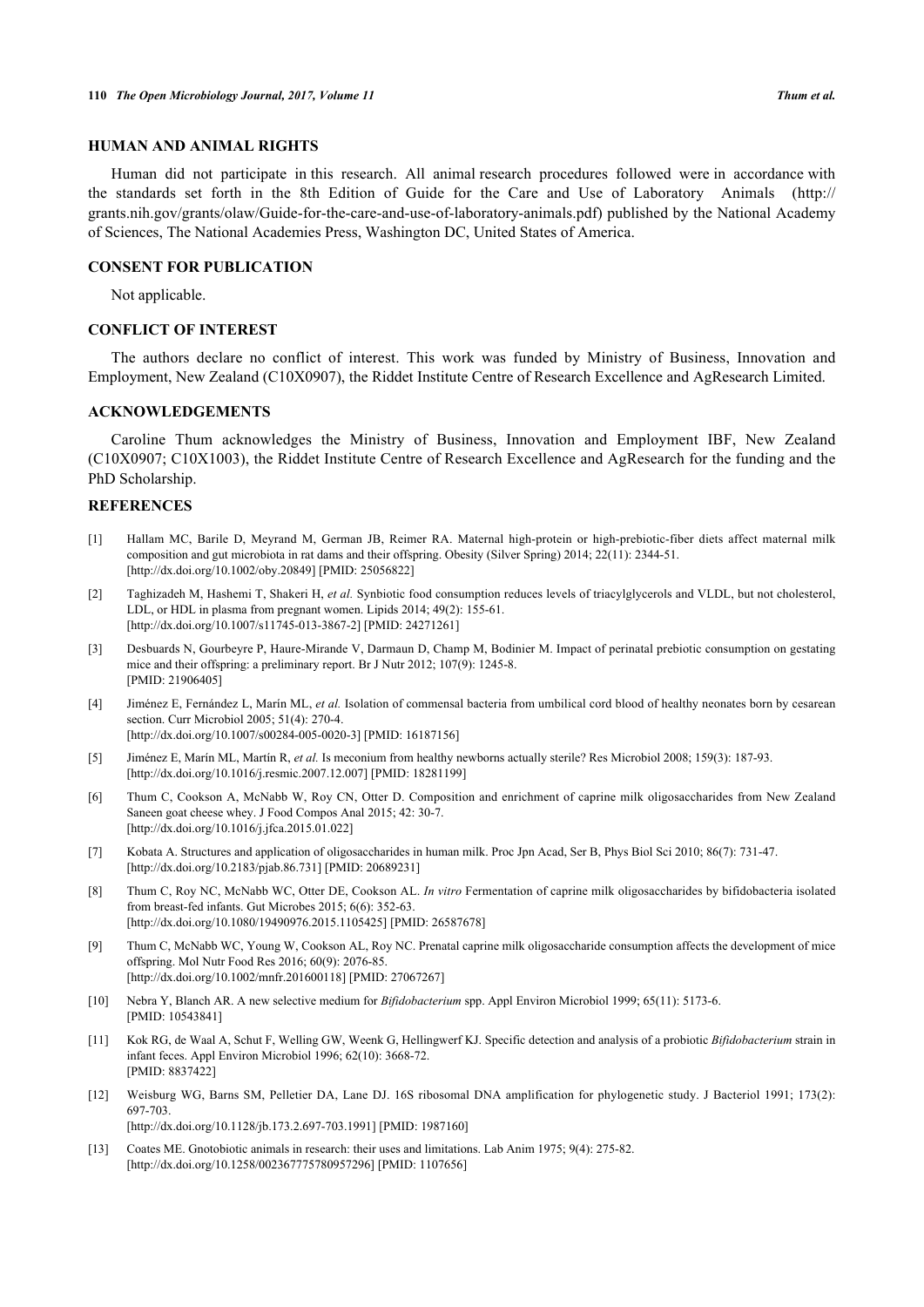## HUMAN AND ANIMAL RIGHTS

Human did not participate in this research. All animal research procedures followed were in accordance with the standards set forth in the 8th Edition of Guide for the Care and Use of Laboratory Animals (http://grants.nih.gov/grants/olaw/Guide-for-the-care-and-use-of-laboratory-animals.pdf) published by the National Academy of Sciences, The National Academies Press, Washington DC, United States of America.

## CONSENT FOR PUBLICATION

Not applicable.

## CONFLICT OF INTEREST

The authors declare no conflict of interest. This work was funded by Ministry of Business, Innovation and Employment, New Zealand (C10X0907), the Riddet Institute Centre of Research Excellence and AgResearch Limited.

## ACKNOWLEDGEMENTS

Caroline Thum acknowledges the Ministry of Business, Innovation and Employment IBF, New Zealand (C10X0907; C10X1003), the Riddet Institute Centre of Research Excellence and AgResearch for the funding and the PhD Scholarship.

## REFERENCES

[1] Hallam MC, Barile D, Meyrand M, German JB, Reimer RA. Maternal high-protein or high-prebiotic-fiber diets affect maternal milk composition and gut microbiota in rat dams and their offspring. Obesity (Silver Spring) 2014; 22(11): 2344-51. [http://dx.doi.org/10.1002/oby.20849] [PMID: 25056822]

[2] Taghizadeh M, Hashemi T, Shakeri H, *et al.* Synbiotic food consumption reduces levels of triacylglycerols and VLDL, but not cholesterol, LDL, or HDL in plasma from pregnant women. Lipids 2014; 49(2): 155-61. [http://dx.doi.org/10.1007/s11745-013-3867-2] [PMID: 24271261]

[3] Desbuards N, Gourbeyre P, Haure-Mirande V, Darmaun D, Champ M, Bodinier M. Impact of perinatal prebiotic consumption on gestating mice and their offspring: a preliminary report. Br J Nutr 2012; 107(9): 1245-8. [PMID: 21906405]

[4] Jiménez E, Fernández L, Marín ML, *et al.* Isolation of commensal bacteria from umbilical cord blood of healthy neonates born by cesarean section. Curr Microbiol 2005; 51(4): 270-4. [http://dx.doi.org/10.1007/s00284-005-0020-3] [PMID: 16187156]

[5] Jiménez E, Marín ML, Martín R, *et al.* Is meconium from healthy newborns actually sterile? Res Microbiol 2008; 159(3): 187-93. [http://dx.doi.org/10.1016/j.resmic.2007.12.007] [PMID: 18281199]

[6] Thum C, Cookson A, McNabb W, Roy CN, Otter D. Composition and enrichment of caprine milk oligosaccharides from New Zealand Saneen goat cheese whey. J Food Compos Anal 2015; 42: 30-7. [http://dx.doi.org/10.1016/j.jfca.2015.01.022]

[7] Kobata A. Structures and application of oligosaccharides in human milk. Proc Jpn Acad, Ser B, Phys Biol Sci 2010; 86(7): 731-47. [http://dx.doi.org/10.2183/pjab.86.731] [PMID: 20689231]

[8] Thum C, Roy NC, McNabb WC, Otter DE, Cookson AL. *In vitro* Fermentation of caprine milk oligosaccharides by bifidobacteria isolated from breast-fed infants. Gut Microbes 2015; 6(6): 352-63. [http://dx.doi.org/10.1080/19490976.2015.1105425] [PMID: 26587678]

[9] Thum C, McNabb WC, Young W, Cookson AL, Roy NC. Prenatal caprine milk oligosaccharide consumption affects the development of mice offspring. Mol Nutr Food Res 2016; 60(9): 2076-85. [http://dx.doi.org/10.1002/mnfr.201600118] [PMID: 27067267]

[10] Nebra Y, Blanch AR. A new selective medium for *Bifidobacterium* spp. Appl Environ Microbiol 1999; 65(11): 5173-6. [PMID: 10543841]

[11] Kok RG, de Waal A, Schut F, Welling GW, Weenk G, Hellingwerf KJ. Specific detection and analysis of a probiotic *Bifidobacterium* strain in infant feces. Appl Environ Microbiol 1996; 62(10): 3668-72. [PMID: 8837422]

[12] Weisburg WG, Barns SM, Pelletier DA, Lane DJ. 16S ribosomal DNA amplification for phylogenetic study. J Bacteriol 1991; 173(2): 697-703. [http://dx.doi.org/10.1128/jb.173.2.697-703.1991] [PMID: 1987160]

[13] Coates ME. Gnotobiotic animals in research: their uses and limitations. Lab Anim 1975; 9(4): 275-82. [http://dx.doi.org/10.1258/002367775780957296] [PMID: 1107656]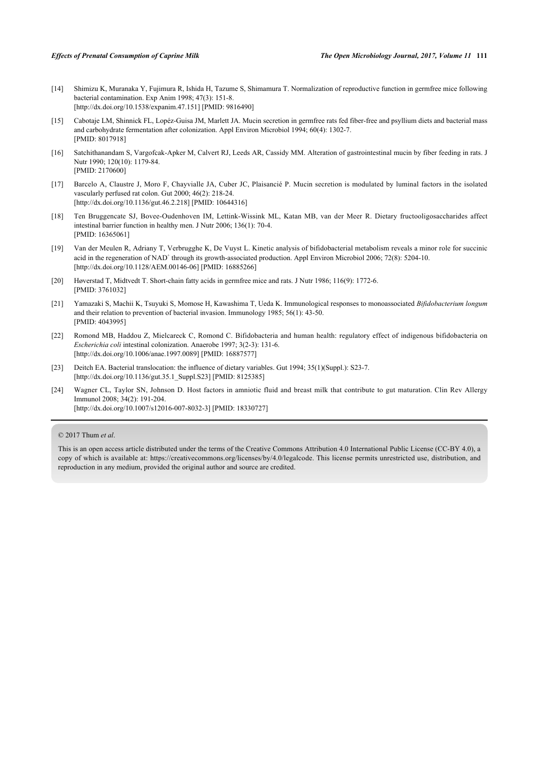[14] Shimizu K, Muranaka Y, Fujimura R, Ishida H, Tazume S, Shimamura T. Normalization of reproductive function in germfree mice following bacterial contamination. Exp Anim 1998; 47(3): 151-8.
[http://dx.doi.org/10.1538/expanim.47.151] [PMID: 9816490]

[15] Cabotaje LM, Shinnick FL, Lopéz-Guisa JM, Marlett JA. Mucin secretion in germfree rats fed fiber-free and psyllium diets and bacterial mass and carbohydrate fermentation after colonization. Appl Environ Microbiol 1994; 60(4): 1302-7.
[PMID: 8017918]

[16] Satchithanandam S, Vargofcak-Apker M, Calvert RJ, Leeds AR, Cassidy MM. Alteration of gastrointestinal mucin by fiber feeding in rats. J Nutr 1990; 120(10): 1179-84.
[PMID: 2170600]

[17] Barcelo A, Claustre J, Moro F, Chayvialle JA, Cuber JC, Plaisancié P. Mucin secretion is modulated by luminal factors in the isolated vascularly perfused rat colon. Gut 2000; 46(2): 218-24.
[http://dx.doi.org/10.1136/gut.46.2.218] [PMID: 10644316]

[18] Ten Bruggencate SJ, Bovee-Oudenhoven IM, Lettink-Wissink ML, Katan MB, van der Meer R. Dietary fructooligosaccharides affect intestinal barrier function in healthy men. J Nutr 2006; 136(1): 70-4.
[PMID: 16365061]

[19] Van der Meulen R, Adriany T, Verbrugghe K, De Vuyst L. Kinetic analysis of bifidobacterial metabolism reveals a minor role for succinic acid in the regeneration of $NAD^+$ through its growth-associated production. Appl Environ Microbiol 2006; 72(8): 5204-10.
[http://dx.doi.org/10.1128/AEM.00146-06] [PMID: 16885266]

[20] Høverstad T, Midtvedt T. Short-chain fatty acids in germfree mice and rats. J Nutr 1986; 116(9): 1772-6.
[PMID: 3761032]

[21] Yamazaki S, Machii K, Tsuyuki S, Momose H, Kawashima T, Ueda K. Immunological responses to monoassociated *Bifidobacterium longum* and their relation to prevention of bacterial invasion. Immunology 1985; 56(1): 43-50.
[PMID: 4043995]

[22] Romond MB, Haddou Z, Mielcareck C, Romond C. Bifidobacteria and human health: regulatory effect of indigenous bifidobacteria on *Escherichia coli* intestinal colonization. Anaerobe 1997; 3(2-3): 131-6.
[http://dx.doi.org/10.1006/anae.1997.0089] [PMID: 16887577]

[23] Deitch EA. Bacterial translocation: the influence of dietary variables. Gut 1994; 35(1)(Suppl.): S23-7.
[http://dx.doi.org/10.1136/gut.35.1_Suppl.S23] [PMID: 8125385]

[24] Wagner CL, Taylor SN, Johnson D. Host factors in amniotic fluid and breast milk that contribute to gut maturation. Clin Rev Allergy Immunol 2008; 34(2): 191-204.
[http://dx.doi.org/10.1007/s12016-007-8032-3] [PMID: 18330727]

© 2017 Thum *et al*.

This is an open access article distributed under the terms of the Creative Commons Attribution 4.0 International Public License (CC-BY 4.0), a copy of which is available at: https://creativecommons.org/licenses/by/4.0/legalcode. This license permits unrestricted use, distribution, and reproduction in any medium, provided the original author and source are credited.